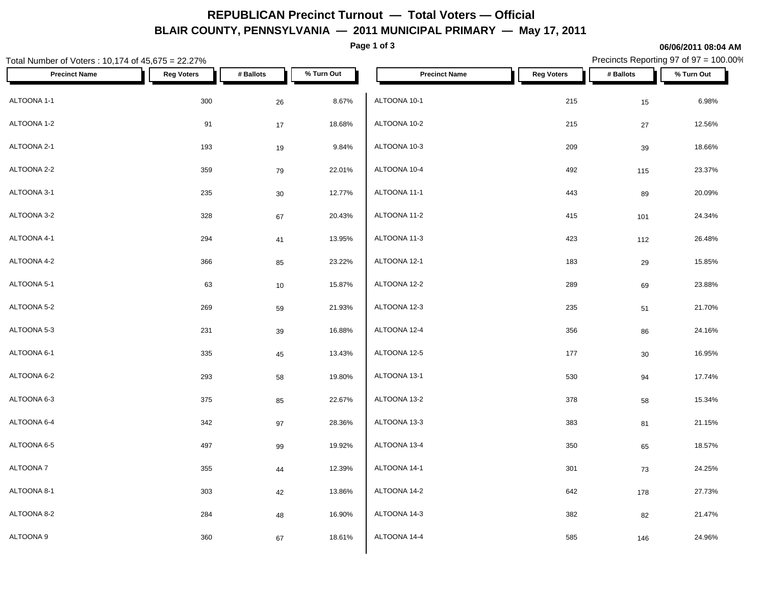# REPUBLICAN Precinct Turnout — Total Voters — Official

## BLAIR COUNTY, PENNSYLVANIA — 2011 MUNICIPAL PRIMARY — May 17, 2011

06/06/2011 08:04 AM

Total Number of Voters : 10,174 of 45,675 = 22.27%

Precincts Reporting 97 of 97 = 100.00%

| Precinct Name | Reg Voters | # Ballots | % Turn Out |
|---|---|---|---|
| ALTOONA 1-1 | 300 | 26 | 8.67% |
| ALTOONA 1-2 | 91 | 17 | 18.68% |
| ALTOONA 2-1 | 193 | 19 | 9.84% |
| ALTOONA 2-2 | 359 | 79 | 22.01% |
| ALTOONA 3-1 | 235 | 30 | 12.77% |
| ALTOONA 3-2 | 328 | 67 | 20.43% |
| ALTOONA 4-1 | 294 | 41 | 13.95% |
| ALTOONA 4-2 | 366 | 85 | 23.22% |
| ALTOONA 5-1 | 63 | 10 | 15.87% |
| ALTOONA 5-2 | 269 | 59 | 21.93% |
| ALTOONA 5-3 | 231 | 39 | 16.88% |
| ALTOONA 6-1 | 335 | 45 | 13.43% |
| ALTOONA 6-2 | 293 | 58 | 19.80% |
| ALTOONA 6-3 | 375 | 85 | 22.67% |
| ALTOONA 6-4 | 342 | 97 | 28.36% |
| ALTOONA 6-5 | 497 | 99 | 19.92% |
| ALTOONA 7 | 355 | 44 | 12.39% |
| ALTOONA 8-1 | 303 | 42 | 13.86% |
| ALTOONA 8-2 | 284 | 48 | 16.90% |
| ALTOONA 9 | 360 | 67 | 18.61% |
| ALTOONA 10-1 | 215 | 15 | 6.98% |
| ALTOONA 10-2 | 215 | 27 | 12.56% |
| ALTOONA 10-3 | 209 | 39 | 18.66% |
| ALTOONA 10-4 | 492 | 115 | 23.37% |
| ALTOONA 11-1 | 443 | 89 | 20.09% |
| ALTOONA 11-2 | 415 | 101 | 24.34% |
| ALTOONA 11-3 | 423 | 112 | 26.48% |
| ALTOONA 12-1 | 183 | 29 | 15.85% |
| ALTOONA 12-2 | 289 | 69 | 23.88% |
| ALTOONA 12-3 | 235 | 51 | 21.70% |
| ALTOONA 12-4 | 356 | 86 | 24.16% |
| ALTOONA 12-5 | 177 | 30 | 16.95% |
| ALTOONA 13-1 | 530 | 94 | 17.74% |
| ALTOONA 13-2 | 378 | 58 | 15.34% |
| ALTOONA 13-3 | 383 | 81 | 21.15% |
| ALTOONA 13-4 | 350 | 65 | 18.57% |
| ALTOONA 14-1 | 301 | 73 | 24.25% |
| ALTOONA 14-2 | 642 | 178 | 27.73% |
| ALTOONA 14-3 | 382 | 82 | 21.47% |
| ALTOONA 14-4 | 585 | 146 | 24.96% |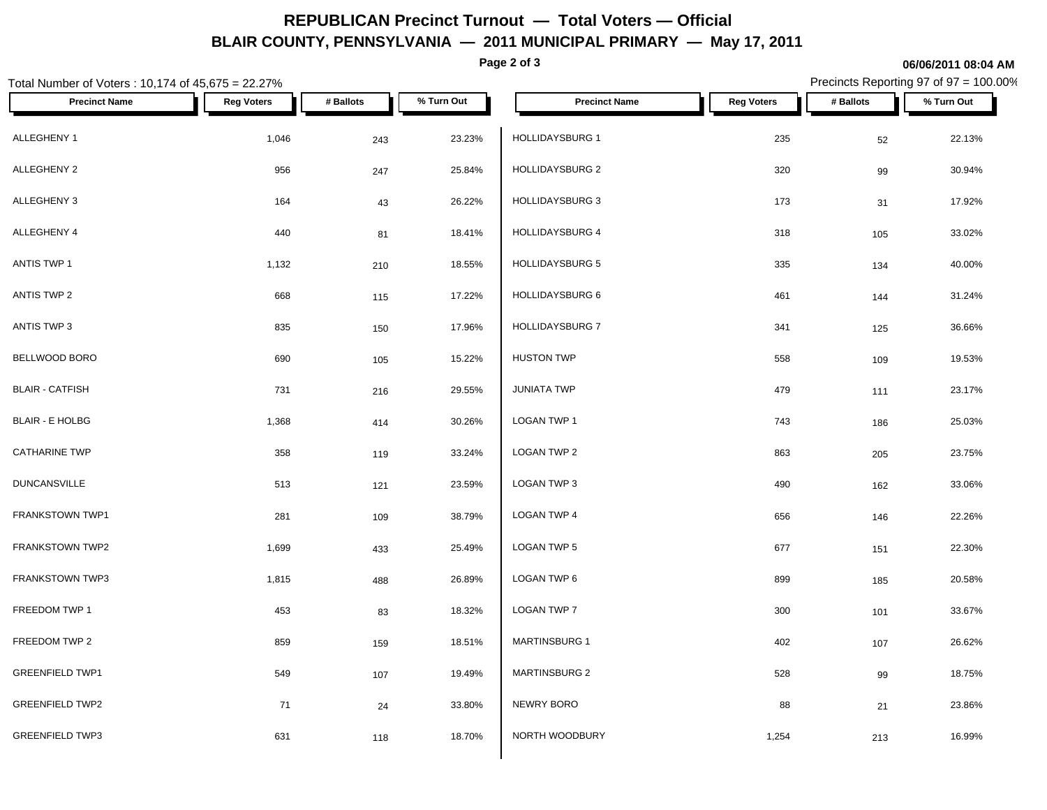# REPUBLICAN Precinct Turnout — Total Voters — Official

## BLAIR COUNTY, PENNSYLVANIA — 2011 MUNICIPAL PRIMARY — May 17, 2011

06/06/2011 08:04 AM

Total Number of Voters : 10,174 of 45,675 = 22.27%

Precincts Reporting 97 of 97 = 100.00%

| Precinct Name | Reg Voters | # Ballots | % Turn Out |
|---|---|---|---|
| ALLEGHENY 1 | 1,046 | 243 | 23.23% |
| ALLEGHENY 2 | 956 | 247 | 25.84% |
| ALLEGHENY 3 | 164 | 43 | 26.22% |
| ALLEGHENY 4 | 440 | 81 | 18.41% |
| ANTIS TWP 1 | 1,132 | 210 | 18.55% |
| ANTIS TWP 2 | 668 | 115 | 17.22% |
| ANTIS TWP 3 | 835 | 150 | 17.96% |
| BELLWOOD BORO | 690 | 105 | 15.22% |
| BLAIR - CATFISH | 731 | 216 | 29.55% |
| BLAIR - E HOLBG | 1,368 | 414 | 30.26% |
| CATHARINE TWP | 358 | 119 | 33.24% |
| DUNCANSVILLE | 513 | 121 | 23.59% |
| FRANKSTOWN TWP1 | 281 | 109 | 38.79% |
| FRANKSTOWN TWP2 | 1,699 | 433 | 25.49% |
| FRANKSTOWN TWP3 | 1,815 | 488 | 26.89% |
| FREEDOM TWP 1 | 453 | 83 | 18.32% |
| FREEDOM TWP 2 | 859 | 159 | 18.51% |
| GREENFIELD TWP1 | 549 | 107 | 19.49% |
| GREENFIELD TWP2 | 71 | 24 | 33.80% |
| GREENFIELD TWP3 | 631 | 118 | 18.70% |
| HOLLIDAYSBURG 1 | 235 | 52 | 22.13% |
| HOLLIDAYSBURG 2 | 320 | 99 | 30.94% |
| HOLLIDAYSBURG 3 | 173 | 31 | 17.92% |
| HOLLIDAYSBURG 4 | 318 | 105 | 33.02% |
| HOLLIDAYSBURG 5 | 335 | 134 | 40.00% |
| HOLLIDAYSBURG 6 | 461 | 144 | 31.24% |
| HOLLIDAYSBURG 7 | 341 | 125 | 36.66% |
| HUSTON TWP | 558 | 109 | 19.53% |
| JUNIATA TWP | 479 | 111 | 23.17% |
| LOGAN TWP 1 | 743 | 186 | 25.03% |
| LOGAN TWP 2 | 863 | 205 | 23.75% |
| LOGAN TWP 3 | 490 | 162 | 33.06% |
| LOGAN TWP 4 | 656 | 146 | 22.26% |
| LOGAN TWP 5 | 677 | 151 | 22.30% |
| LOGAN TWP 6 | 899 | 185 | 20.58% |
| LOGAN TWP 7 | 300 | 101 | 33.67% |
| MARTINSBURG 1 | 402 | 107 | 26.62% |
| MARTINSBURG 2 | 528 | 99 | 18.75% |
| NEWRY BORO | 88 | 21 | 23.86% |
| NORTH WOODBURY | 1,254 | 213 | 16.99% |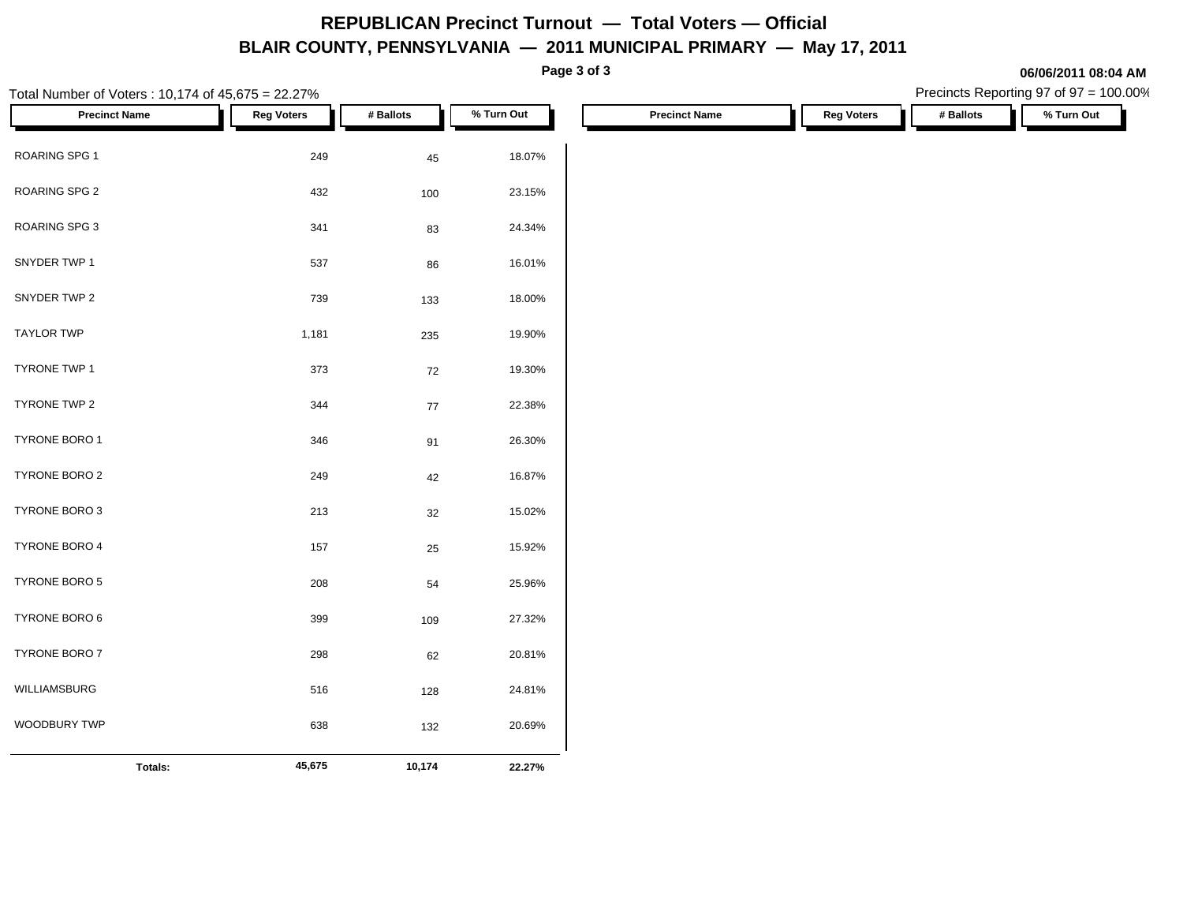# REPUBLICAN Precinct Turnout — Total Voters — Official

## BLAIR COUNTY, PENNSYLVANIA — 2011 MUNICIPAL PRIMARY — May 17, 2011

06/06/2011 08:04 AM

Total Number of Voters : 10,174 of 45,675 = 22.27%

Precincts Reporting 97 of 97 = 100.00%

| Precinct Name | Reg Voters | # Ballots | % Turn Out |
|---|---|---|---|
| ROARING SPG 1 | 249 | 45 | 18.07% |
| ROARING SPG 2 | 432 | 100 | 23.15% |
| ROARING SPG 3 | 341 | 83 | 24.34% |
| SNYDER TWP 1 | 537 | 86 | 16.01% |
| SNYDER TWP 2 | 739 | 133 | 18.00% |
| TAYLOR TWP | 1,181 | 235 | 19.90% |
| TYRONE TWP 1 | 373 | 72 | 19.30% |
| TYRONE TWP 2 | 344 | 77 | 22.38% |
| TYRONE BORO 1 | 346 | 91 | 26.30% |
| TYRONE BORO 2 | 249 | 42 | 16.87% |
| TYRONE BORO 3 | 213 | 32 | 15.02% |
| TYRONE BORO 4 | 157 | 25 | 15.92% |
| TYRONE BORO 5 | 208 | 54 | 25.96% |
| TYRONE BORO 6 | 399 | 109 | 27.32% |
| TYRONE BORO 7 | 298 | 62 | 20.81% |
| WILLIAMSBURG | 516 | 128 | 24.81% |
| WOODBURY TWP | 638 | 132 | 20.69% |
| **Totals:** | **45,675** | **10,174** | **22.27%** |